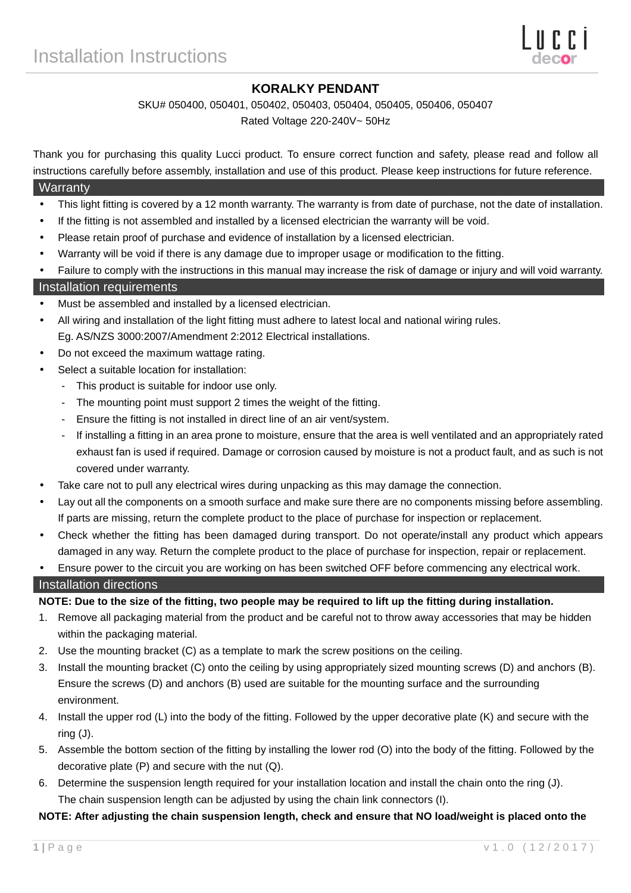# Installation Instructions

## KORALKY PENDANT

SKU# 050400, 050401, 050402, 050403, 050404, 050405, 050406, 050407

Rated Voltage 220-240V~ 50Hz

Thank you for purchasing this quality Lucci product. To ensure correct function and safety, please read and follow all instructions carefully before assembly, installation and use of this product. Please keep instructions for future reference.

## Warranty

- This light fitting is covered by a 12 month warranty. The warranty is from date of purchase, not the date of installation.
- If the fitting is not assembled and installed by a licensed electrician the warranty will be void.
- Please retain proof of purchase and evidence of installation by a licensed electrician.
- Warranty will be void if there is any damage due to improper usage or modification to the fitting.
- Failure to comply with the instructions in this manual may increase the risk of damage or injury and will void warranty.

## Installation requirements

- Must be assembled and installed by a licensed electrician.
- All wiring and installation of the light fitting must adhere to latest local and national wiring rules.
  Eg. AS/NZS 3000:2007/Amendment 2:2012 Electrical installations.
- Do not exceed the maximum wattage rating.
- Select a suitable location for installation:
  - This product is suitable for indoor use only.
  - The mounting point must support 2 times the weight of the fitting.
  - Ensure the fitting is not installed in direct line of an air vent/system.
  - If installing a fitting in an area prone to moisture, ensure that the area is well ventilated and an appropriately rated exhaust fan is used if required. Damage or corrosion caused by moisture is not a product fault, and as such is not covered under warranty.
- Take care not to pull any electrical wires during unpacking as this may damage the connection.
- Lay out all the components on a smooth surface and make sure there are no components missing before assembling. If parts are missing, return the complete product to the place of purchase for inspection or replacement.
- Check whether the fitting has been damaged during transport. Do not operate/install any product which appears damaged in any way. Return the complete product to the place of purchase for inspection, repair or replacement.
- Ensure power to the circuit you are working on has been switched OFF before commencing any electrical work.

## Installation directions

**NOTE: Due to the size of the fitting, two people may be required to lift up the fitting during installation.**

1. Remove all packaging material from the product and be careful not to throw away accessories that may be hidden within the packaging material.
2. Use the mounting bracket (C) as a template to mark the screw positions on the ceiling.
3. Install the mounting bracket (C) onto the ceiling by using appropriately sized mounting screws (D) and anchors (B). Ensure the screws (D) and anchors (B) used are suitable for the mounting surface and the surrounding environment.
4. Install the upper rod (L) into the body of the fitting. Followed by the upper decorative plate (K) and secure with the ring (J).
5. Assemble the bottom section of the fitting by installing the lower rod (O) into the body of the fitting. Followed by the decorative plate (P) and secure with the nut (Q).
6. Determine the suspension length required for your installation location and install the chain onto the ring (J).
   The chain suspension length can be adjusted by using the chain link connectors (I).

**NOTE: After adjusting the chain suspension length, check and ensure that NO load/weight is placed onto the**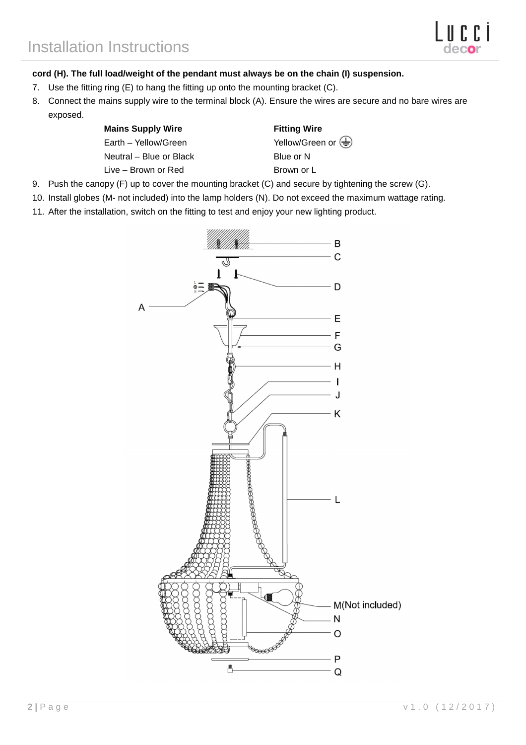**cord (H). The full load/weight of the pendant must always be on the chain (I) suspension.**

7. Use the fitting ring (E) to hang the fitting up onto the mounting bracket (C).
8. Connect the mains supply wire to the terminal block (A). Ensure the wires are secure and no bare wires are exposed.

| **Mains Supply Wire** | **Fitting Wire** |
| --- | --- |
| Earth – Yellow/Green | Yellow/Green or ⏚ |
| Neutral – Blue or Black | Blue or N |
| Live – Brown or Red | Brown or L |

9. Push the canopy (F) up to cover the mounting bracket (C) and secure by tightening the screw (G).
10. Install globes (M- not included) into the lamp holders (N). Do not exceed the maximum wattage rating.
11. After the installation, switch on the fitting to test and enjoy your new lighting product.

B
C
D
A
E
F
G
H
I
J
K
L
M(Not included)
N
O
P
Q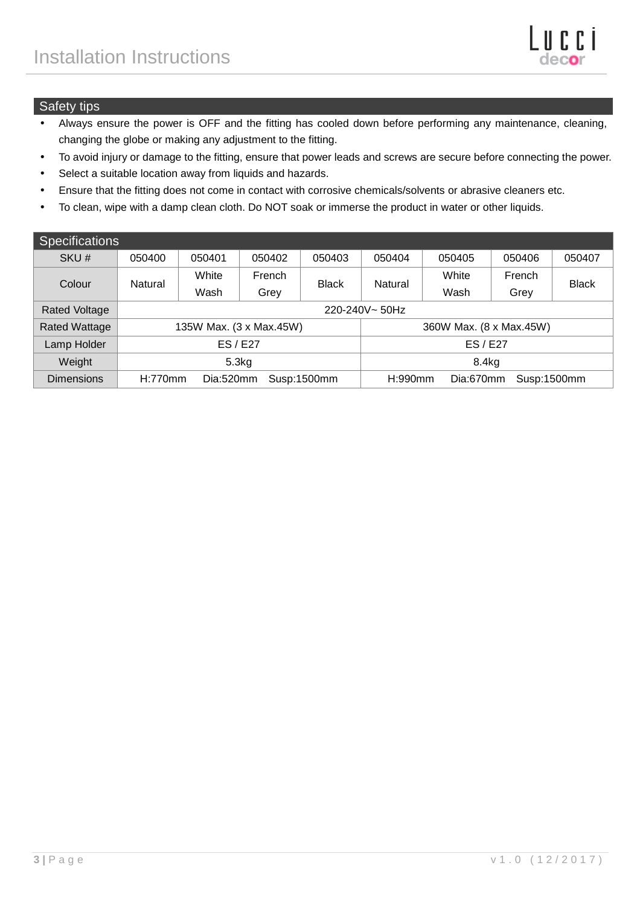## Safety tips

- Always ensure the power is OFF and the fitting has cooled down before performing any maintenance, cleaning, changing the globe or making any adjustment to the fitting.
- To avoid injury or damage to the fitting, ensure that power leads and screws are secure before connecting the power.
- Select a suitable location away from liquids and hazards.
- Ensure that the fitting does not come in contact with corrosive chemicals/solvents or abrasive cleaners etc.
- To clean, wipe with a damp clean cloth. Do NOT soak or immerse the product in water or other liquids.

## Specifications

| SKU # | 050400 | 050401 | 050402 | 050403 | 050404 | 050405 | 050406 | 050407 |
|---|---|---|---|---|---|---|---|---|
| Colour | Natural | White Wash | French Grey | Black | Natural | White Wash | French Grey | Black |
| Rated Voltage | 220-240V~ 50Hz | | | | | | | |
| Rated Wattage | 135W Max. (3 x Max.45W) | | | | 360W Max. (8 x Max.45W) | | | |
| Lamp Holder | ES / E27 | | | | ES / E27 | | | |
| Weight | 5.3kg | | | | 8.4kg | | | |
| Dimensions | H:770mm Dia:520mm Susp:1500mm | | | | H:990mm Dia:670mm Susp:1500mm | | | |